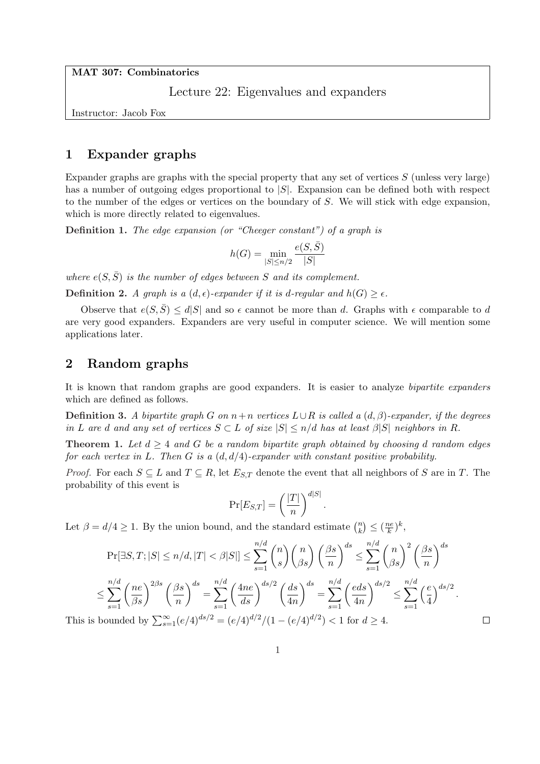**MAT 307: Combinatorics**

Lecture 22: Eigenvalues and expanders

Instructor: Jacob Fox

# 1 Expander graphs

Expander graphs are graphs with the special property that any set of vertices $S$ (unless very large) has a number of outgoing edges proportional to $|S|$. Expansion can be defined both with respect to the number of the edges or vertices on the boundary of $S$. We will stick with edge expansion, which is more directly related to eigenvalues.

**Definition 1.** *The edge expansion (or "Cheeger constant") of a graph is*

$$h(G) = \min_{|S| \leq n/2} \frac{e(S, \bar{S})}{|S|}$$

*where $e(S, \bar{S})$ is the number of edges between $S$ and its complement.*

**Definition 2.** *A graph is a $(d, \epsilon)$-expander if it is $d$-regular and $h(G) \geq \epsilon$.*

Observe that $e(S, \bar{S}) \leq d|S|$ and so $\epsilon$ cannot be more than $d$. Graphs with $\epsilon$ comparable to $d$ are very good expanders. Expanders are very useful in computer science. We will mention some applications later.

# 2 Random graphs

It is known that random graphs are good expanders. It is easier to analyze *bipartite expanders* which are defined as follows.

**Definition 3.** *A bipartite graph $G$ on $n+n$ vertices $L \cup R$ is called a $(d, \beta)$-expander, if the degrees in $L$ are $d$ and any set of vertices $S \subset L$ of size $|S| \leq n/d$ has at least $\beta|S|$ neighbors in $R$.*

**Theorem 1.** *Let $d \geq 4$ and $G$ be a random bipartite graph obtained by choosing $d$ random edges for each vertex in $L$. Then $G$ is a $(d, d/4)$-expander with constant positive probability.*

*Proof.* For each $S \subseteq L$ and $T \subseteq R$, let $E_{S,T}$ denote the event that all neighbors of $S$ are in $T$. The probability of this event is

$$\Pr[E_{S,T}] = \left(\frac{|T|}{n}\right)^{d|S|}.$$

Let $\beta = d/4 \geq 1$. By the union bound, and the standard estimate $\binom{n}{k} \leq (\frac{ne}{k})^k$,

$$\Pr[\exists S, T; |S| \leq n/d, |T| < \beta|S|] \leq \sum_{s=1}^{n/d} \binom{n}{s}\binom{n}{\beta s}\left(\frac{\beta s}{n}\right)^{ds} \leq \sum_{s=1}^{n/d} \binom{n}{\beta s}^2 \left(\frac{\beta s}{n}\right)^{ds}$$

$$\leq \sum_{s=1}^{n/d} \left(\frac{ne}{\beta s}\right)^{2\beta s}\left(\frac{\beta s}{n}\right)^{ds} = \sum_{s=1}^{n/d} \left(\frac{4ne}{ds}\right)^{ds/2}\left(\frac{ds}{4n}\right)^{ds} = \sum_{s=1}^{n/d} \left(\frac{eds}{4n}\right)^{ds/2} \leq \sum_{s=1}^{n/d} \left(\frac{e}{4}\right)^{ds/2}.$$

This is bounded by $\sum_{s=1}^{\infty}(e/4)^{ds/2} = (e/4)^{d/2}/(1-(e/4)^{d/2}) < 1$ for $d \geq 4$. $\square$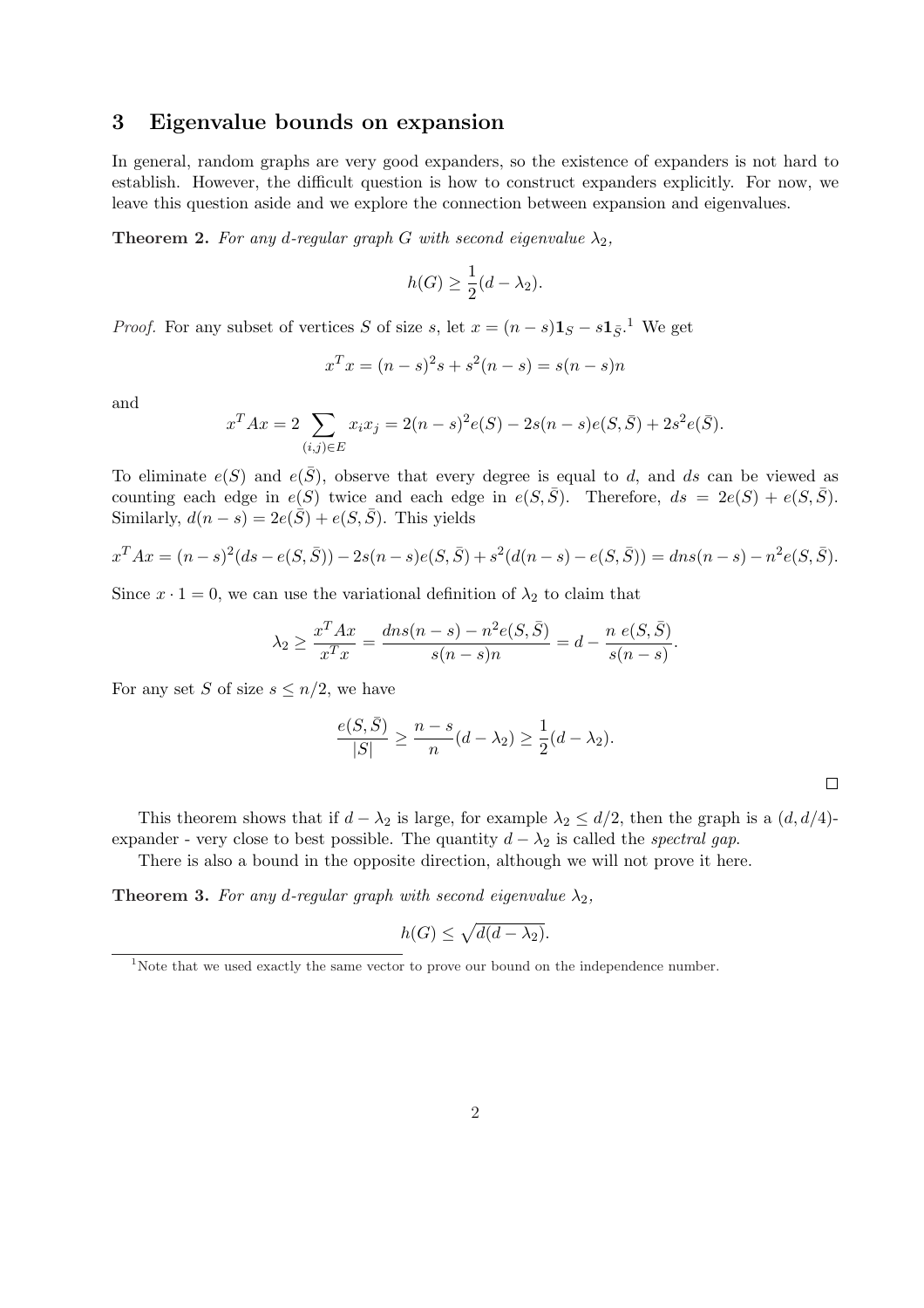## 3 Eigenvalue bounds on expansion

In general, random graphs are very good expanders, so the existence of expanders is not hard to establish. However, the difficult question is how to construct expanders explicitly. For now, we leave this question aside and we explore the connection between expansion and eigenvalues.

**Theorem 2.** *For any $d$-regular graph $G$ with second eigenvalue $\lambda_2$,*

$$h(G) \geq \frac{1}{2}(d - \lambda_2).$$

*Proof.* For any subset of vertices $S$ of size $s$, let $x = (n-s)\mathbf{1}_S - s\mathbf{1}_{\bar{S}}$.[1] We get

$$x^T x = (n-s)^2 s + s^2(n-s) = s(n-s)n$$

and

$$x^T A x = 2 \sum_{(i,j) \in E} x_i x_j = 2(n-s)^2 e(S) - 2s(n-s)e(S,\bar{S}) + 2s^2 e(\bar{S}).$$

To eliminate $e(S)$ and $e(\bar{S})$, observe that every degree is equal to $d$, and $ds$ can be viewed as counting each edge in $e(S)$ twice and each edge in $e(S,\bar{S})$. Therefore, $ds = 2e(S) + e(S,\bar{S})$. Similarly, $d(n-s) = 2e(\bar{S}) + e(S,\bar{S})$. This yields

$$x^T A x = (n-s)^2(ds - e(S,\bar{S})) - 2s(n-s)e(S,\bar{S}) + s^2(d(n-s) - e(S,\bar{S})) = dns(n-s) - n^2 e(S,\bar{S}).$$

Since $x \cdot 1 = 0$, we can use the variational definition of $\lambda_2$ to claim that

$$\lambda_2 \geq \frac{x^T A x}{x^T x} = \frac{dns(n-s) - n^2 e(S,\bar{S})}{s(n-s)n} = d - \frac{n\, e(S,\bar{S})}{s(n-s)}.$$

For any set $S$ of size $s \leq n/2$, we have

$$\frac{e(S,\bar{S})}{|S|} \geq \frac{n-s}{n}(d - \lambda_2) \geq \frac{1}{2}(d - \lambda_2).$$

□

This theorem shows that if $d - \lambda_2$ is large, for example $\lambda_2 \leq d/2$, then the graph is a $(d, d/4)$-expander - very close to best possible. The quantity $d - \lambda_2$ is called the *spectral gap*.

There is also a bound in the opposite direction, although we will not prove it here.

**Theorem 3.** *For any $d$-regular graph with second eigenvalue $\lambda_2$,*

$$h(G) \leq \sqrt{d(d - \lambda_2)}.$$

[1] Note that we used exactly the same vector to prove our bound on the independence number.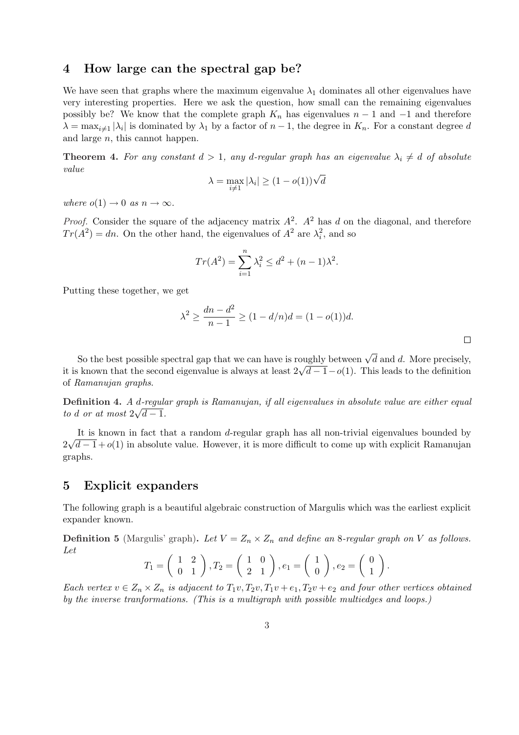## 4 How large can the spectral gap be?

We have seen that graphs where the maximum eigenvalue $\lambda_1$ dominates all other eigenvalues have very interesting properties. Here we ask the question, how small can the remaining eigenvalues possibly be? We know that the complete graph $K_n$ has eigenvalues $n-1$ and $-1$ and therefore $\lambda = \max_{i \neq 1} |\lambda_i|$ is dominated by $\lambda_1$ by a factor of $n-1$, the degree in $K_n$. For a constant degree $d$ and large $n$, this cannot happen.

**Theorem 4.** *For any constant $d > 1$, any $d$-regular graph has an eigenvalue $\lambda_i \neq d$ of absolute value*

$$\lambda = \max_{i \neq 1} |\lambda_i| \geq (1 - o(1))\sqrt{d}$$

*where $o(1) \to 0$ as $n \to \infty$.*

*Proof.* Consider the square of the adjacency matrix $A^2$. $A^2$ has $d$ on the diagonal, and therefore $Tr(A^2) = dn$. On the other hand, the eigenvalues of $A^2$ are $\lambda_i^2$, and so

$$Tr(A^2) = \sum_{i=1}^{n} \lambda_i^2 \leq d^2 + (n-1)\lambda^2.$$

Putting these together, we get

$$\lambda^2 \geq \frac{dn - d^2}{n-1} \geq (1 - d/n)d = (1 - o(1))d.$$

□

So the best possible spectral gap that we can have is roughly between $\sqrt{d}$ and $d$. More precisely, it is known that the second eigenvalue is always at least $2\sqrt{d-1} - o(1)$. This leads to the definition of *Ramanujan graphs*.

**Definition 4.** *A $d$-regular graph is Ramanujan, if all eigenvalues in absolute value are either equal to $d$ or at most $2\sqrt{d-1}$.*

It is known in fact that a random $d$-regular graph has all non-trivial eigenvalues bounded by $2\sqrt{d-1} + o(1)$ in absolute value. However, it is more difficult to come up with explicit Ramanujan graphs.

## 5 Explicit expanders

The following graph is a beautiful algebraic construction of Margulis which was the earliest explicit expander known.

**Definition 5** (Margulis' graph)**.** *Let $V = Z_n \times Z_n$ and define an 8-regular graph on $V$ as follows. Let*

$$T_1 = \begin{pmatrix} 1 & 2 \\ 0 & 1 \end{pmatrix}, T_2 = \begin{pmatrix} 1 & 0 \\ 2 & 1 \end{pmatrix}, e_1 = \begin{pmatrix} 1 \\ 0 \end{pmatrix}, e_2 = \begin{pmatrix} 0 \\ 1 \end{pmatrix}.$$

*Each vertex $v \in Z_n \times Z_n$ is adjacent to $T_1 v, T_2 v, T_1 v + e_1, T_2 v + e_2$ and four other vertices obtained by the inverse tranformations. (This is a multigraph with possible multiedges and loops.)*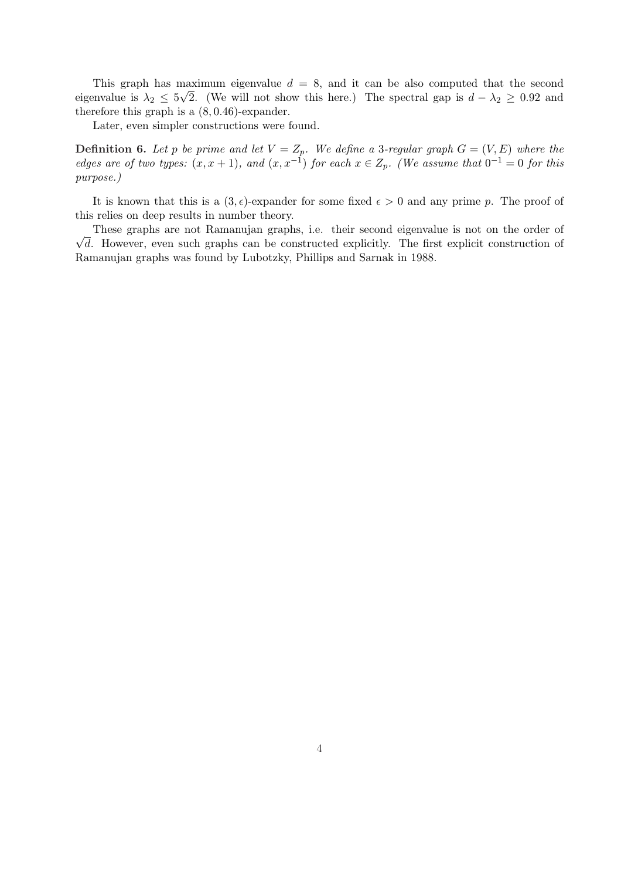This graph has maximum eigenvalue $d = 8$, and it can be also computed that the second eigenvalue is $\lambda_2 \leq 5\sqrt{2}$. (We will not show this here.) The spectral gap is $d - \lambda_2 \geq 0.92$ and therefore this graph is a $(8, 0.46)$-expander.

Later, even simpler constructions were found.

**Definition 6.** *Let $p$ be prime and let $V = Z_p$. We define a 3-regular graph $G = (V, E)$ where the edges are of two types: $(x, x+1)$, and $(x, x^{-1})$ for each $x \in Z_p$. (We assume that $0^{-1} = 0$ for this purpose.)*

It is known that this is a $(3, \epsilon)$-expander for some fixed $\epsilon > 0$ and any prime $p$. The proof of this relies on deep results in number theory.

These graphs are not Ramanujan graphs, i.e. their second eigenvalue is not on the order of $\sqrt{d}$. However, even such graphs can be constructed explicitly. The first explicit construction of Ramanujan graphs was found by Lubotzky, Phillips and Sarnak in 1988.